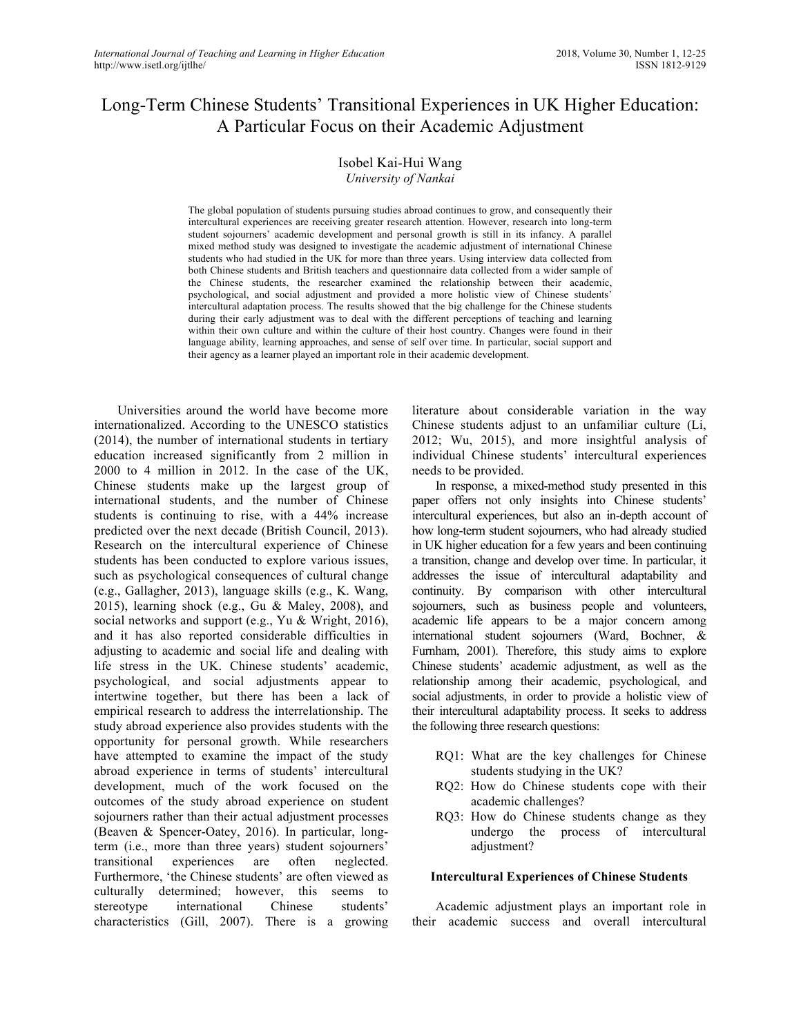# Long-Term Chinese Students' Transitional Experiences in UK Higher Education: A Particular Focus on their Academic Adjustment

Isobel Kai-Hui Wang
*University of Nankai*

The global population of students pursuing studies abroad continues to grow, and consequently their intercultural experiences are receiving greater research attention. However, research into long-term student sojourners' academic development and personal growth is still in its infancy. A parallel mixed method study was designed to investigate the academic adjustment of international Chinese students who had studied in the UK for more than three years. Using interview data collected from both Chinese students and British teachers and questionnaire data collected from a wider sample of the Chinese students, the researcher examined the relationship between their academic, psychological, and social adjustment and provided a more holistic view of Chinese students' intercultural adaptation process. The results showed that the big challenge for the Chinese students during their early adjustment was to deal with the different perceptions of teaching and learning within their own culture and within the culture of their host country. Changes were found in their language ability, learning approaches, and sense of self over time. In particular, social support and their agency as a learner played an important role in their academic development.

Universities around the world have become more internationalized. According to the UNESCO statistics (2014), the number of international students in tertiary education increased significantly from 2 million in 2000 to 4 million in 2012. In the case of the UK, Chinese students make up the largest group of international students, and the number of Chinese students is continuing to rise, with a 44% increase predicted over the next decade (British Council, 2013). Research on the intercultural experience of Chinese students has been conducted to explore various issues, such as psychological consequences of cultural change (e.g., Gallagher, 2013), language skills (e.g., K. Wang, 2015), learning shock (e.g., Gu & Maley, 2008), and social networks and support (e.g., Yu & Wright, 2016), and it has also reported considerable difficulties in adjusting to academic and social life and dealing with life stress in the UK. Chinese students' academic, psychological, and social adjustments appear to intertwine together, but there has been a lack of empirical research to address the interrelationship. The study abroad experience also provides students with the opportunity for personal growth. While researchers have attempted to examine the impact of the study abroad experience in terms of students' intercultural development, much of the work focused on the outcomes of the study abroad experience on student sojourners rather than their actual adjustment processes (Beaven & Spencer-Oatey, 2016). In particular, long-term (i.e., more than three years) student sojourners' transitional experiences are often neglected. Furthermore, 'the Chinese students' are often viewed as culturally determined; however, this seems to stereotype international Chinese students' characteristics (Gill, 2007). There is a growing literature about considerable variation in the way Chinese students adjust to an unfamiliar culture (Li, 2012; Wu, 2015), and more insightful analysis of individual Chinese students' intercultural experiences needs to be provided.

In response, a mixed-method study presented in this paper offers not only insights into Chinese students' intercultural experiences, but also an in-depth account of how long-term student sojourners, who had already studied in UK higher education for a few years and been continuing a transition, change and develop over time. In particular, it addresses the issue of intercultural adaptability and continuity. By comparison with other intercultural sojourners, such as business people and volunteers, academic life appears to be a major concern among international student sojourners (Ward, Bochner, & Furnham, 2001). Therefore, this study aims to explore Chinese students' academic adjustment, as well as the relationship among their academic, psychological, and social adjustments, in order to provide a holistic view of their intercultural adaptability process. It seeks to address the following three research questions:

- RQ1: What are the key challenges for Chinese students studying in the UK?
- RQ2: How do Chinese students cope with their academic challenges?
- RQ3: How do Chinese students change as they undergo the process of intercultural adjustment?

## Intercultural Experiences of Chinese Students

Academic adjustment plays an important role in their academic success and overall intercultural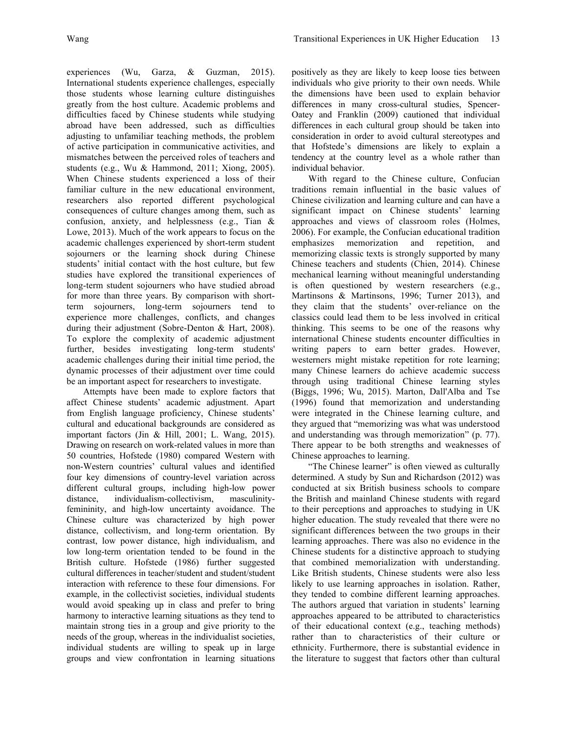experiences (Wu, Garza, & Guzman, 2015). International students experience challenges, especially those students whose learning culture distinguishes greatly from the host culture. Academic problems and difficulties faced by Chinese students while studying abroad have been addressed, such as difficulties adjusting to unfamiliar teaching methods, the problem of active participation in communicative activities, and mismatches between the perceived roles of teachers and students (e.g., Wu & Hammond, 2011; Xiong, 2005). When Chinese students experienced a loss of their familiar culture in the new educational environment, researchers also reported different psychological consequences of culture changes among them, such as confusion, anxiety, and helplessness (e.g., Tian & Lowe, 2013). Much of the work appears to focus on the academic challenges experienced by short-term student sojourners or the learning shock during Chinese students' initial contact with the host culture, but few studies have explored the transitional experiences of long-term student sojourners who have studied abroad for more than three years. By comparison with short-term sojourners, long-term sojourners tend to experience more challenges, conflicts, and changes during their adjustment (Sobre-Denton & Hart, 2008). To explore the complexity of academic adjustment further, besides investigating long-term students' academic challenges during their initial time period, the dynamic processes of their adjustment over time could be an important aspect for researchers to investigate.

Attempts have been made to explore factors that affect Chinese students' academic adjustment. Apart from English language proficiency, Chinese students' cultural and educational backgrounds are considered as important factors (Jin & Hill, 2001; L. Wang, 2015). Drawing on research on work-related values in more than 50 countries, Hofstede (1980) compared Western with non-Western countries' cultural values and identified four key dimensions of country-level variation across different cultural groups, including high-low power distance, individualism-collectivism, masculinity-femininity, and high-low uncertainty avoidance. The Chinese culture was characterized by high power distance, collectivism, and long-term orientation. By contrast, low power distance, high individualism, and low long-term orientation tended to be found in the British culture. Hofstede (1986) further suggested cultural differences in teacher/student and student/student interaction with reference to these four dimensions. For example, in the collectivist societies, individual students would avoid speaking up in class and prefer to bring harmony to interactive learning situations as they tend to maintain strong ties in a group and give priority to the needs of the group, whereas in the individualist societies, individual students are willing to speak up in large groups and view confrontation in learning situations positively as they are likely to keep loose ties between individuals who give priority to their own needs. While the dimensions have been used to explain behavior differences in many cross-cultural studies, Spencer-Oatey and Franklin (2009) cautioned that individual differences in each cultural group should be taken into consideration in order to avoid cultural stereotypes and that Hofstede's dimensions are likely to explain a tendency at the country level as a whole rather than individual behavior.

With regard to the Chinese culture, Confucian traditions remain influential in the basic values of Chinese civilization and learning culture and can have a significant impact on Chinese students' learning approaches and views of classroom roles (Holmes, 2006). For example, the Confucian educational tradition emphasizes memorization and repetition, and memorizing classic texts is strongly supported by many Chinese teachers and students (Chien, 2014). Chinese mechanical learning without meaningful understanding is often questioned by western researchers (e.g., Martinsons & Martinsons, 1996; Turner 2013), and they claim that the students' over-reliance on the classics could lead them to be less involved in critical thinking. This seems to be one of the reasons why international Chinese students encounter difficulties in writing papers to earn better grades. However, westerners might mistake repetition for rote learning; many Chinese learners do achieve academic success through using traditional Chinese learning styles (Biggs, 1996; Wu, 2015). Marton, Dall'Alba and Tse (1996) found that memorization and understanding were integrated in the Chinese learning culture, and they argued that "memorizing was what was understood and understanding was through memorization" (p. 77). There appear to be both strengths and weaknesses of Chinese approaches to learning.

"The Chinese learner" is often viewed as culturally determined. A study by Sun and Richardson (2012) was conducted at six British business schools to compare the British and mainland Chinese students with regard to their perceptions and approaches to studying in UK higher education. The study revealed that there were no significant differences between the two groups in their learning approaches. There was also no evidence in the Chinese students for a distinctive approach to studying that combined memorialization with understanding. Like British students, Chinese students were also less likely to use learning approaches in isolation. Rather, they tended to combine different learning approaches. The authors argued that variation in students' learning approaches appeared to be attributed to characteristics of their educational context (e.g., teaching methods) rather than to characteristics of their culture or ethnicity. Furthermore, there is substantial evidence in the literature to suggest that factors other than cultural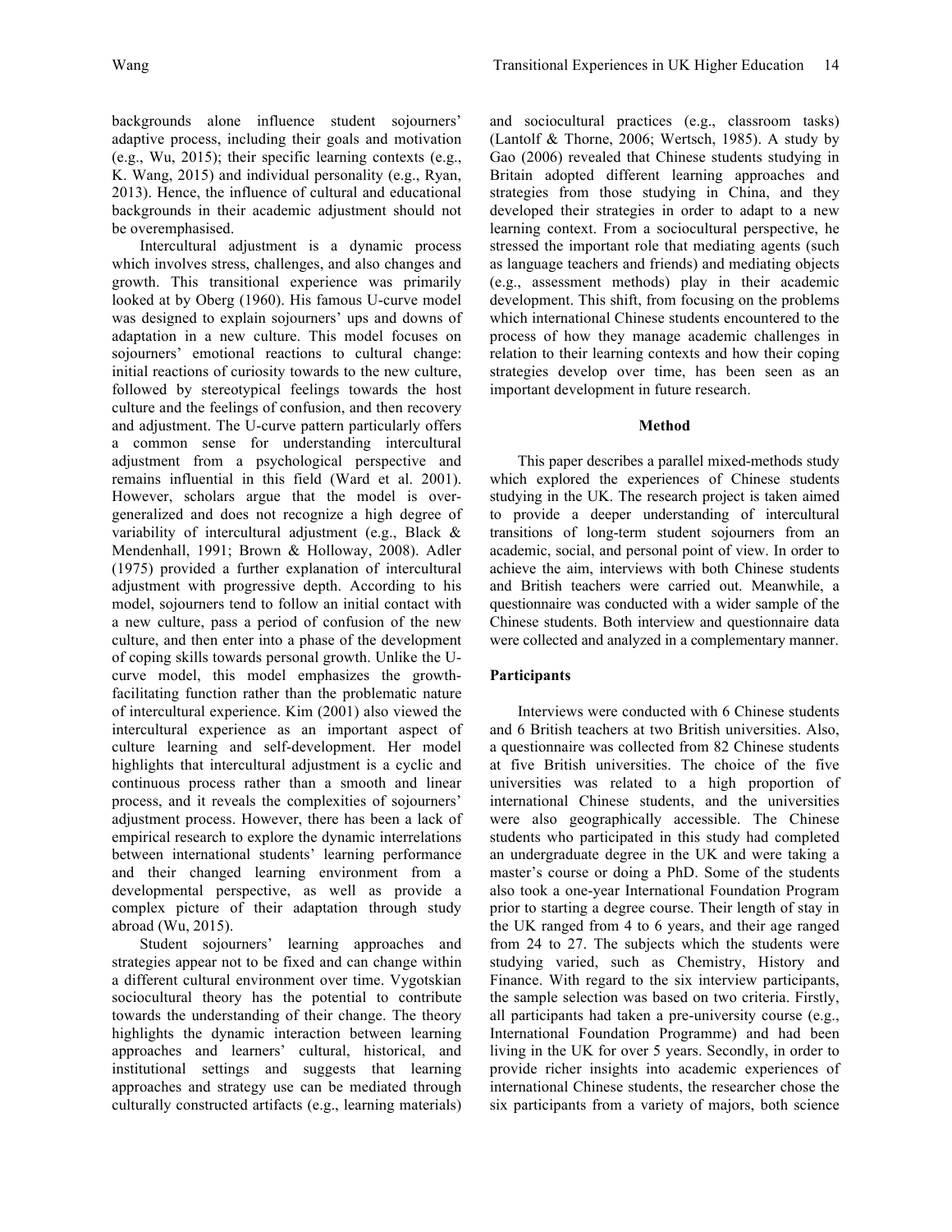backgrounds alone influence student sojourners' adaptive process, including their goals and motivation (e.g., Wu, 2015); their specific learning contexts (e.g., K. Wang, 2015) and individual personality (e.g., Ryan, 2013). Hence, the influence of cultural and educational backgrounds in their academic adjustment should not be overemphasised.

Intercultural adjustment is a dynamic process which involves stress, challenges, and also changes and growth. This transitional experience was primarily looked at by Oberg (1960). His famous U-curve model was designed to explain sojourners' ups and downs of adaptation in a new culture. This model focuses on sojourners' emotional reactions to cultural change: initial reactions of curiosity towards to the new culture, followed by stereotypical feelings towards the host culture and the feelings of confusion, and then recovery and adjustment. The U-curve pattern particularly offers a common sense for understanding intercultural adjustment from a psychological perspective and remains influential in this field (Ward et al. 2001). However, scholars argue that the model is over-generalized and does not recognize a high degree of variability of intercultural adjustment (e.g., Black & Mendenhall, 1991; Brown & Holloway, 2008). Adler (1975) provided a further explanation of intercultural adjustment with progressive depth. According to his model, sojourners tend to follow an initial contact with a new culture, pass a period of confusion of the new culture, and then enter into a phase of the development of coping skills towards personal growth. Unlike the U-curve model, this model emphasizes the growth-facilitating function rather than the problematic nature of intercultural experience. Kim (2001) also viewed the intercultural experience as an important aspect of culture learning and self-development. Her model highlights that intercultural adjustment is a cyclic and continuous process rather than a smooth and linear process, and it reveals the complexities of sojourners' adjustment process. However, there has been a lack of empirical research to explore the dynamic interrelations between international students' learning performance and their changed learning environment from a developmental perspective, as well as provide a complex picture of their adaptation through study abroad (Wu, 2015).

Student sojourners' learning approaches and strategies appear not to be fixed and can change within a different cultural environment over time. Vygotskian sociocultural theory has the potential to contribute towards the understanding of their change. The theory highlights the dynamic interaction between learning approaches and learners' cultural, historical, and institutional settings and suggests that learning approaches and strategy use can be mediated through culturally constructed artifacts (e.g., learning materials) and sociocultural practices (e.g., classroom tasks) (Lantolf & Thorne, 2006; Wertsch, 1985). A study by Gao (2006) revealed that Chinese students studying in Britain adopted different learning approaches and strategies from those studying in China, and they developed their strategies in order to adapt to a new learning context. From a sociocultural perspective, he stressed the important role that mediating agents (such as language teachers and friends) and mediating objects (e.g., assessment methods) play in their academic development. This shift, from focusing on the problems which international Chinese students encountered to the process of how they manage academic challenges in relation to their learning contexts and how their coping strategies develop over time, has been seen as an important development in future research.

## Method

This paper describes a parallel mixed-methods study which explored the experiences of Chinese students studying in the UK. The research project is taken aimed to provide a deeper understanding of intercultural transitions of long-term student sojourners from an academic, social, and personal point of view. In order to achieve the aim, interviews with both Chinese students and British teachers were carried out. Meanwhile, a questionnaire was conducted with a wider sample of the Chinese students. Both interview and questionnaire data were collected and analyzed in a complementary manner.

### Participants

Interviews were conducted with 6 Chinese students and 6 British teachers at two British universities. Also, a questionnaire was collected from 82 Chinese students at five British universities. The choice of the five universities was related to a high proportion of international Chinese students, and the universities were also geographically accessible. The Chinese students who participated in this study had completed an undergraduate degree in the UK and were taking a master's course or doing a PhD. Some of the students also took a one-year International Foundation Program prior to starting a degree course. Their length of stay in the UK ranged from 4 to 6 years, and their age ranged from 24 to 27. The subjects which the students were studying varied, such as Chemistry, History and Finance. With regard to the six interview participants, the sample selection was based on two criteria. Firstly, all participants had taken a pre-university course (e.g., International Foundation Programme) and had been living in the UK for over 5 years. Secondly, in order to provide richer insights into academic experiences of international Chinese students, the researcher chose the six participants from a variety of majors, both science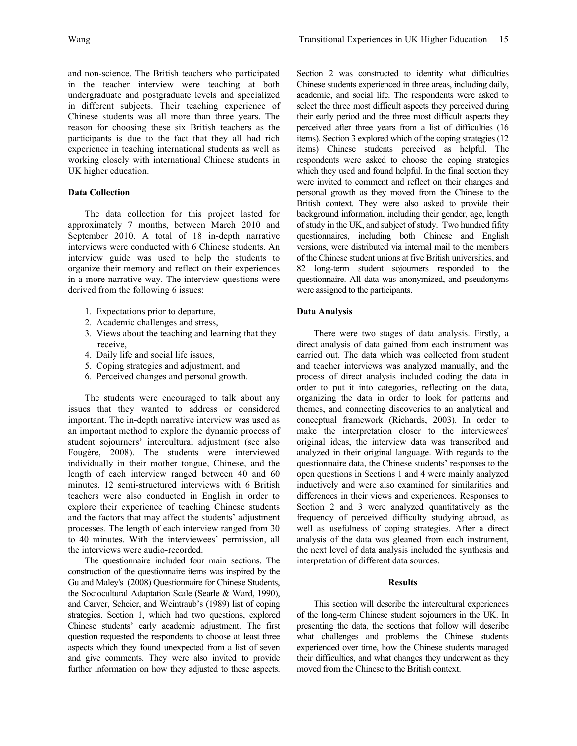and non-science. The British teachers who participated in the teacher interview were teaching at both undergraduate and postgraduate levels and specialized in different subjects. Their teaching experience of Chinese students was all more than three years. The reason for choosing these six British teachers as the participants is due to the fact that they all had rich experience in teaching international students as well as working closely with international Chinese students in UK higher education.

**Data Collection**

The data collection for this project lasted for approximately 7 months, between March 2010 and September 2010. A total of 18 in-depth narrative interviews were conducted with 6 Chinese students. An interview guide was used to help the students to organize their memory and reflect on their experiences in a more narrative way. The interview questions were derived from the following 6 issues:

1. Expectations prior to departure,
2. Academic challenges and stress,
3. Views about the teaching and learning that they receive,
4. Daily life and social life issues,
5. Coping strategies and adjustment, and
6. Perceived changes and personal growth.

The students were encouraged to talk about any issues that they wanted to address or considered important. The in-depth narrative interview was used as an important method to explore the dynamic process of student sojourners' intercultural adjustment (see also Fougère, 2008). The students were interviewed individually in their mother tongue, Chinese, and the length of each interview ranged between 40 and 60 minutes. 12 semi-structured interviews with 6 British teachers were also conducted in English in order to explore their experience of teaching Chinese students and the factors that may affect the students' adjustment processes. The length of each interview ranged from 30 to 40 minutes. With the interviewees' permission, all the interviews were audio-recorded.

The questionnaire included four main sections. The construction of the questionnaire items was inspired by the Gu and Maley's (2008) Questionnaire for Chinese Students, the Sociocultural Adaptation Scale (Searle & Ward, 1990), and Carver, Scheier, and Weintraub's (1989) list of coping strategies. Section 1, which had two questions, explored Chinese students' early academic adjustment. The first question requested the respondents to choose at least three aspects which they found unexpected from a list of seven and give comments. They were also invited to provide further information on how they adjusted to these aspects. Section 2 was constructed to identity what difficulties Chinese students experienced in three areas, including daily, academic, and social life. The respondents were asked to select the three most difficult aspects they perceived during their early period and the three most difficult aspects they perceived after three years from a list of difficulties (16 items). Section 3 explored which of the coping strategies (12 items) Chinese students perceived as helpful. The respondents were asked to choose the coping strategies which they used and found helpful. In the final section they were invited to comment and reflect on their changes and personal growth as they moved from the Chinese to the British context. They were also asked to provide their background information, including their gender, age, length of study in the UK, and subject of study. Two hundred fifity questionnaires, including both Chinese and English versions, were distributed via internal mail to the members of the Chinese student unions at five British universities, and 82 long-term student sojourners responded to the questionnaire. All data was anonymized, and pseudonyms were assigned to the participants.

**Data Analysis**

There were two stages of data analysis. Firstly, a direct analysis of data gained from each instrument was carried out. The data which was collected from student and teacher interviews was analyzed manually, and the process of direct analysis included coding the data in order to put it into categories, reflecting on the data, organizing the data in order to look for patterns and themes, and connecting discoveries to an analytical and conceptual framework (Richards, 2003). In order to make the interpretation closer to the interviewees' original ideas, the interview data was transcribed and analyzed in their original language. With regards to the questionnaire data, the Chinese students' responses to the open questions in Sections 1 and 4 were mainly analyzed inductively and were also examined for similarities and differences in their views and experiences. Responses to Section 2 and 3 were analyzed quantitatively as the frequency of perceived difficulty studying abroad, as well as usefulness of coping strategies. After a direct analysis of the data was gleaned from each instrument, the next level of data analysis included the synthesis and interpretation of different data sources.

## Results

This section will describe the intercultural experiences of the long-term Chinese student sojourners in the UK. In presenting the data, the sections that follow will describe what challenges and problems the Chinese students experienced over time, how the Chinese students managed their difficulties, and what changes they underwent as they moved from the Chinese to the British context.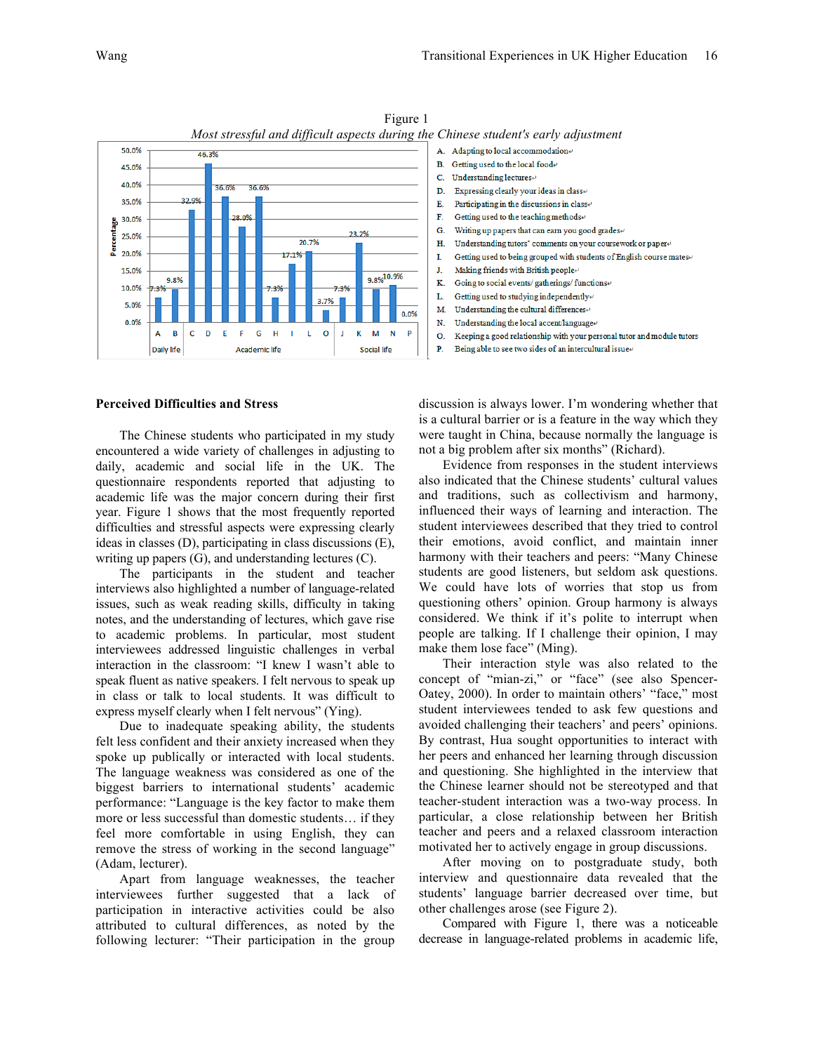Figure 1

*Most stressful and difficult aspects during the Chinese student's early adjustment*

| Category | Aspect | Percentage |
|---|---|---|
| Daily life | A | 7.3% |
| Daily life | B | 9.8% |
| Academic life | C | 32.9% |
| Academic life | D | 46.3% |
| Academic life | E | 36.6% |
| Academic life | F | 28.0% |
| Academic life | G | 36.6% |
| Academic life | H | 7.3% |
| Academic life | I | 17.1% |
| Academic life | L | 20.7% |
| Academic life | O | 3.7% |
| Social life | J | 7.3% |
| Social life | K | 23.2% |
| Social life | M | 9.8% |
| Social life | N | 10.9% |
| Social life | P | 0.0% |

A. Adapting to local accommodation
B. Getting used to the local food
C. Understanding lectures
D. Expressing clearly your ideas in class
E. Participating in the discussions in class
F. Getting used to the teaching methods
G. Writing up papers that can earn you good grades
H. Understanding tutors' comments on your coursework or paper
I. Getting used to being grouped with students of English course mates
J. Making friends with British people
K. Going to social events/ gatherings/ functions
L. Getting used to studying independently
M. Understanding the cultural differences
N. Understanding the local accent/language
O. Keeping a good relationship with your personal tutor and module tutors
P. Being able to see two sides of an intercultural issue

## Perceived Difficulties and Stress

The Chinese students who participated in my study encountered a wide variety of challenges in adjusting to daily, academic and social life in the UK. The questionnaire respondents reported that adjusting to academic life was the major concern during their first year. Figure 1 shows that the most frequently reported difficulties and stressful aspects were expressing clearly ideas in classes (D), participating in class discussions (E), writing up papers (G), and understanding lectures (C).

The participants in the student and teacher interviews also highlighted a number of language-related issues, such as weak reading skills, difficulty in taking notes, and the understanding of lectures, which gave rise to academic problems. In particular, most student interviewees addressed linguistic challenges in verbal interaction in the classroom: "I knew I wasn't able to speak fluent as native speakers. I felt nervous to speak up in class or talk to local students. It was difficult to express myself clearly when I felt nervous" (Ying).

Due to inadequate speaking ability, the students felt less confident and their anxiety increased when they spoke up publically or interacted with local students. The language weakness was considered as one of the biggest barriers to international students' academic performance: "Language is the key factor to make them more or less successful than domestic students… if they feel more comfortable in using English, they can remove the stress of working in the second language" (Adam, lecturer).

Apart from language weaknesses, the teacher interviewees further suggested that a lack of participation in interactive activities could be also attributed to cultural differences, as noted by the following lecturer: "Their participation in the group discussion is always lower. I'm wondering whether that is a cultural barrier or is a feature in the way which they were taught in China, because normally the language is not a big problem after six months" (Richard).

Evidence from responses in the student interviews also indicated that the Chinese students' cultural values and traditions, such as collectivism and harmony, influenced their ways of learning and interaction. The student interviewees described that they tried to control their emotions, avoid conflict, and maintain inner harmony with their teachers and peers: "Many Chinese students are good listeners, but seldom ask questions. We could have lots of worries that stop us from questioning others' opinion. Group harmony is always considered. We think if it's polite to interrupt when people are talking. If I challenge their opinion, I may make them lose face" (Ming).

Their interaction style was also related to the concept of "mian-zi," or "face" (see also Spencer-Oatey, 2000). In order to maintain others' "face," most student interviewees tended to ask few questions and avoided challenging their teachers' and peers' opinions. By contrast, Hua sought opportunities to interact with her peers and enhanced her learning through discussion and questioning. She highlighted in the interview that the Chinese learner should not be stereotyped and that teacher-student interaction was a two-way process. In particular, a close relationship between her British teacher and peers and a relaxed classroom interaction motivated her to actively engage in group discussions.

After moving on to postgraduate study, both interview and questionnaire data revealed that the students' language barrier decreased over time, but other challenges arose (see Figure 2).

Compared with Figure 1, there was a noticeable decrease in language-related problems in academic life,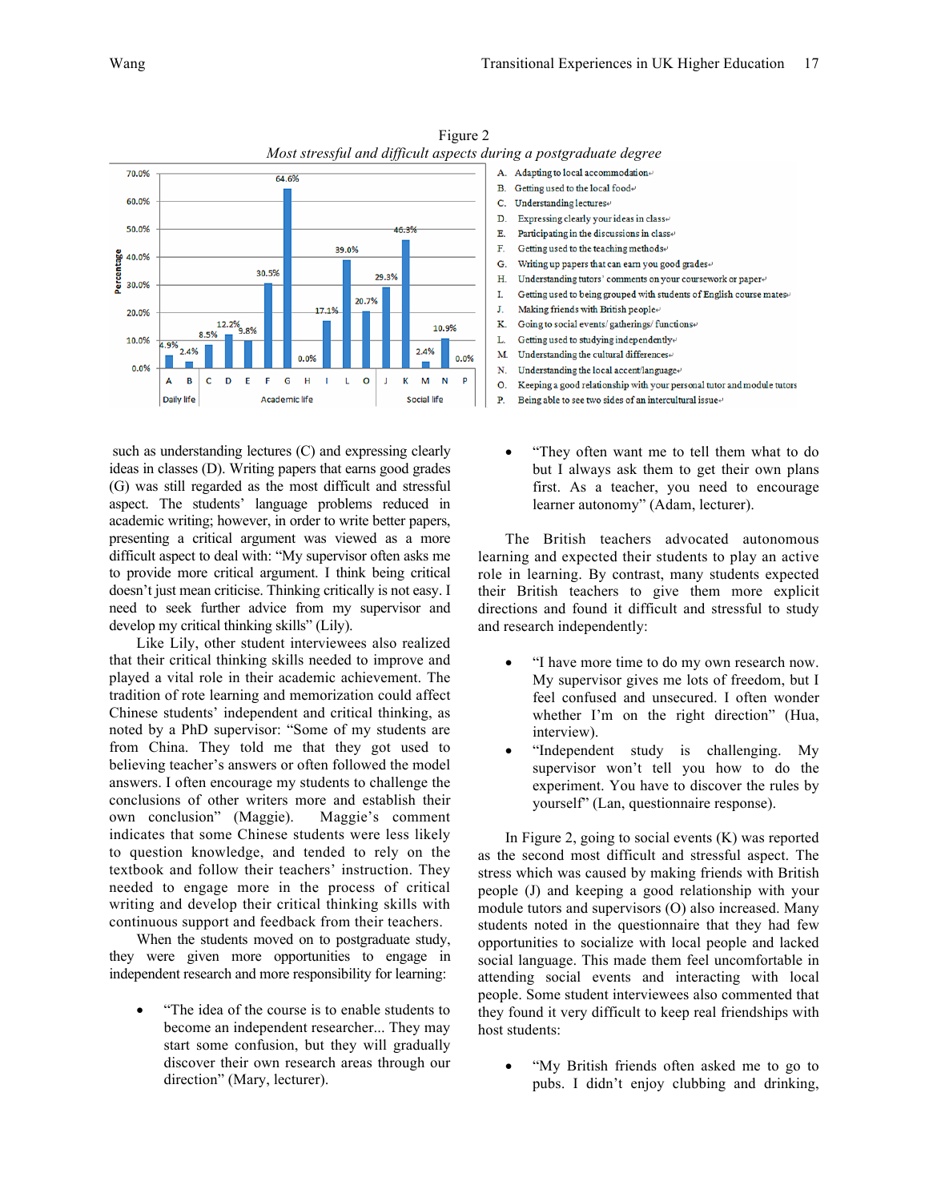Figure 2

*Most stressful and difficult aspects during a postgraduate degree*

| Category | Item | Percentage |
|---|---|---|
| Daily life | A | 4.9% |
| Daily life | B | 2.4% |
| Academic life | C | 8.5% |
| Academic life | D | 12.2% |
| Academic life | E | 9.8% |
| Academic life | F | 30.5% |
| Academic life | G | 64.6% |
| Academic life | H | 0.0% |
| Academic life | I | 17.1% |
| Academic life | L | 39.0% |
| Academic life | O | 20.7% |
| Social life | J | 29.3% |
| Social life | K | 46.3% |
| Social life | M | 2.4% |
| Social life | N | 10.9% |
| Social life | P | 0.0% |

A. Adapting to local accommodation
B. Getting used to the local food
C. Understanding lectures
D. Expressing clearly your ideas in class
E. Participating in the discussions in class
F. Getting used to the teaching methods
G. Writing up papers that can earn you good grades
H. Understanding tutors' comments on your coursework or paper
I. Getting used to being grouped with students of English course mates
J. Making friends with British people
K. Going to social events/ gatherings/ functions
L. Getting used to studying independently
M. Understanding the cultural differences
N. Understanding the local accent/language
O. Keeping a good relationship with your personal tutor and module tutors
P. Being able to see two sides of an intercultural issue

such as understanding lectures (C) and expressing clearly ideas in classes (D). Writing papers that earns good grades (G) was still regarded as the most difficult and stressful aspect. The students' language problems reduced in academic writing; however, in order to write better papers, presenting a critical argument was viewed as a more difficult aspect to deal with: "My supervisor often asks me to provide more critical argument. I think being critical doesn't just mean criticise. Thinking critically is not easy. I need to seek further advice from my supervisor and develop my critical thinking skills" (Lily).

Like Lily, other student interviewees also realized that their critical thinking skills needed to improve and played a vital role in their academic achievement. The tradition of rote learning and memorization could affect Chinese students' independent and critical thinking, as noted by a PhD supervisor: "Some of my students are from China. They told me that they got used to believing teacher's answers or often followed the model answers. I often encourage my students to challenge the conclusions of other writers more and establish their own conclusion" (Maggie). Maggie's comment indicates that some Chinese students were less likely to question knowledge, and tended to rely on the textbook and follow their teachers' instruction. They needed to engage more in the process of critical writing and develop their critical thinking skills with continuous support and feedback from their teachers.

When the students moved on to postgraduate study, they were given more opportunities to engage in independent research and more responsibility for learning:

- "The idea of the course is to enable students to become an independent researcher... They may start some confusion, but they will gradually discover their own research areas through our direction" (Mary, lecturer).
- "They often want me to tell them what to do but I always ask them to get their own plans first. As a teacher, you need to encourage learner autonomy" (Adam, lecturer).

The British teachers advocated autonomous learning and expected their students to play an active role in learning. By contrast, many students expected their British teachers to give them more explicit directions and found it difficult and stressful to study and research independently:

- "I have more time to do my own research now. My supervisor gives me lots of freedom, but I feel confused and unsecured. I often wonder whether I'm on the right direction" (Hua, interview).
- "Independent study is challenging. My supervisor won't tell you how to do the experiment. You have to discover the rules by yourself" (Lan, questionnaire response).

In Figure 2, going to social events (K) was reported as the second most difficult and stressful aspect. The stress which was caused by making friends with British people (J) and keeping a good relationship with your module tutors and supervisors (O) also increased. Many students noted in the questionnaire that they had few opportunities to socialize with local people and lacked social language. This made them feel uncomfortable in attending social events and interacting with local people. Some student interviewees also commented that they found it very difficult to keep real friendships with host students:

- "My British friends often asked me to go to pubs. I didn't enjoy clubbing and drinking,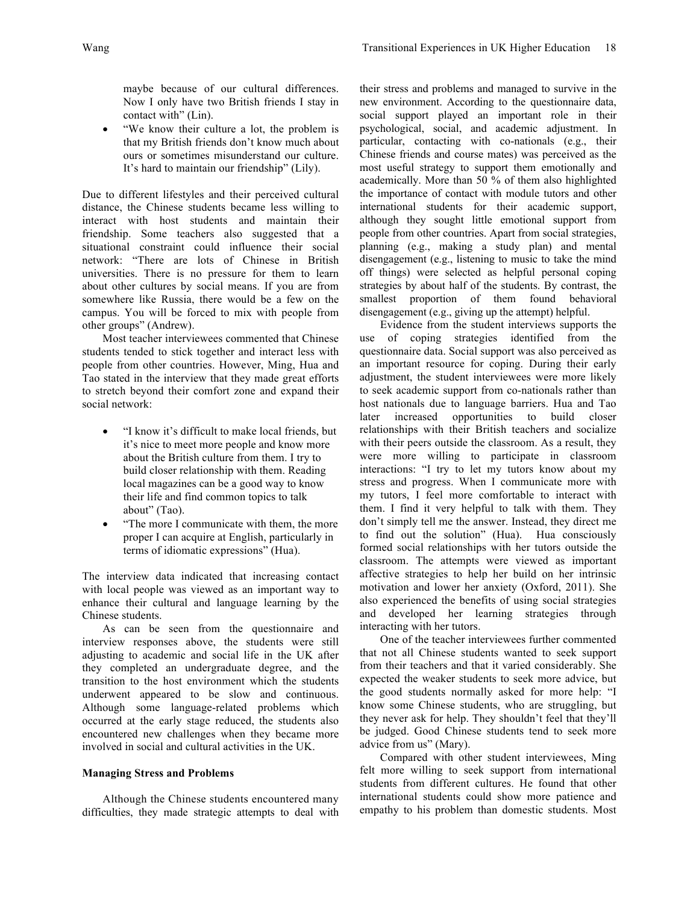maybe because of our cultural differences. Now I only have two British friends I stay in contact with" (Lin).

- "We know their culture a lot, the problem is that my British friends don't know much about ours or sometimes misunderstand our culture. It's hard to maintain our friendship" (Lily).

Due to different lifestyles and their perceived cultural distance, the Chinese students became less willing to interact with host students and maintain their friendship. Some teachers also suggested that a situational constraint could influence their social network: "There are lots of Chinese in British universities. There is no pressure for them to learn about other cultures by social means. If you are from somewhere like Russia, there would be a few on the campus. You will be forced to mix with people from other groups" (Andrew).

Most teacher interviewees commented that Chinese students tended to stick together and interact less with people from other countries. However, Ming, Hua and Tao stated in the interview that they made great efforts to stretch beyond their comfort zone and expand their social network:

- "I know it's difficult to make local friends, but it's nice to meet more people and know more about the British culture from them. I try to build closer relationship with them. Reading local magazines can be a good way to know their life and find common topics to talk about" (Tao).
- "The more I communicate with them, the more proper I can acquire at English, particularly in terms of idiomatic expressions" (Hua).

The interview data indicated that increasing contact with local people was viewed as an important way to enhance their cultural and language learning by the Chinese students.

As can be seen from the questionnaire and interview responses above, the students were still adjusting to academic and social life in the UK after they completed an undergraduate degree, and the transition to the host environment which the students underwent appeared to be slow and continuous. Although some language-related problems which occurred at the early stage reduced, the students also encountered new challenges when they became more involved in social and cultural activities in the UK.

**Managing Stress and Problems**

Although the Chinese students encountered many difficulties, they made strategic attempts to deal with their stress and problems and managed to survive in the new environment. According to the questionnaire data, social support played an important role in their psychological, social, and academic adjustment. In particular, contacting with co-nationals (e.g., their Chinese friends and course mates) was perceived as the most useful strategy to support them emotionally and academically. More than 50 % of them also highlighted the importance of contact with module tutors and other international students for their academic support, although they sought little emotional support from people from other countries. Apart from social strategies, planning (e.g., making a study plan) and mental disengagement (e.g., listening to music to take the mind off things) were selected as helpful personal coping strategies by about half of the students. By contrast, the smallest proportion of them found behavioral disengagement (e.g., giving up the attempt) helpful.

Evidence from the student interviews supports the use of coping strategies identified from the questionnaire data. Social support was also perceived as an important resource for coping. During their early adjustment, the student interviewees were more likely to seek academic support from co-nationals rather than host nationals due to language barriers. Hua and Tao later increased opportunities to build closer relationships with their British teachers and socialize with their peers outside the classroom. As a result, they were more willing to participate in classroom interactions: "I try to let my tutors know about my stress and progress. When I communicate more with my tutors, I feel more comfortable to interact with them. I find it very helpful to talk with them. They don't simply tell me the answer. Instead, they direct me to find out the solution" (Hua). Hua consciously formed social relationships with her tutors outside the classroom. The attempts were viewed as important affective strategies to help her build on her intrinsic motivation and lower her anxiety (Oxford, 2011). She also experienced the benefits of using social strategies and developed her learning strategies through interacting with her tutors.

One of the teacher interviewees further commented that not all Chinese students wanted to seek support from their teachers and that it varied considerably. She expected the weaker students to seek more advice, but the good students normally asked for more help: "I know some Chinese students, who are struggling, but they never ask for help. They shouldn't feel that they'll be judged. Good Chinese students tend to seek more advice from us" (Mary).

Compared with other student interviewees, Ming felt more willing to seek support from international students from different cultures. He found that other international students could show more patience and empathy to his problem than domestic students. Most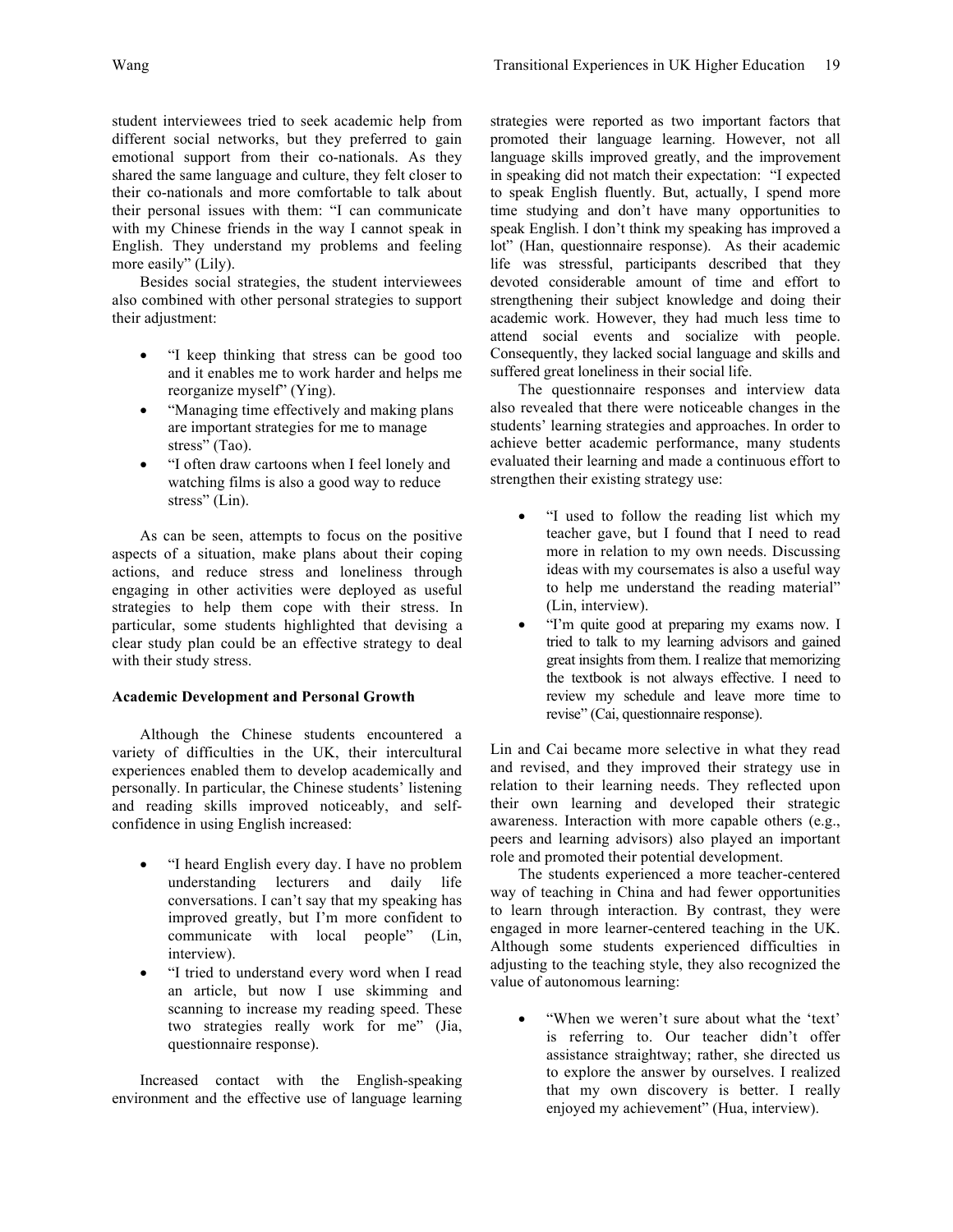student interviewees tried to seek academic help from different social networks, but they preferred to gain emotional support from their co-nationals. As they shared the same language and culture, they felt closer to their co-nationals and more comfortable to talk about their personal issues with them: "I can communicate with my Chinese friends in the way I cannot speak in English. They understand my problems and feeling more easily" (Lily).

Besides social strategies, the student interviewees also combined with other personal strategies to support their adjustment:

- "I keep thinking that stress can be good too and it enables me to work harder and helps me reorganize myself" (Ying).
- "Managing time effectively and making plans are important strategies for me to manage stress" (Tao).
- "I often draw cartoons when I feel lonely and watching films is also a good way to reduce stress" (Lin).

As can be seen, attempts to focus on the positive aspects of a situation, make plans about their coping actions, and reduce stress and loneliness through engaging in other activities were deployed as useful strategies to help them cope with their stress. In particular, some students highlighted that devising a clear study plan could be an effective strategy to deal with their study stress.

**Academic Development and Personal Growth**

Although the Chinese students encountered a variety of difficulties in the UK, their intercultural experiences enabled them to develop academically and personally. In particular, the Chinese students' listening and reading skills improved noticeably, and self-confidence in using English increased:

- "I heard English every day. I have no problem understanding lecturers and daily life conversations. I can't say that my speaking has improved greatly, but I'm more confident to communicate with local people" (Lin, interview).
- "I tried to understand every word when I read an article, but now I use skimming and scanning to increase my reading speed. These two strategies really work for me" (Jia, questionnaire response).

Increased contact with the English-speaking environment and the effective use of language learning strategies were reported as two important factors that promoted their language learning. However, not all language skills improved greatly, and the improvement in speaking did not match their expectation: "I expected to speak English fluently. But, actually, I spend more time studying and don't have many opportunities to speak English. I don't think my speaking has improved a lot" (Han, questionnaire response). As their academic life was stressful, participants described that they devoted considerable amount of time and effort to strengthening their subject knowledge and doing their academic work. However, they had much less time to attend social events and socialize with people. Consequently, they lacked social language and skills and suffered great loneliness in their social life.

The questionnaire responses and interview data also revealed that there were noticeable changes in the students' learning strategies and approaches. In order to achieve better academic performance, many students evaluated their learning and made a continuous effort to strengthen their existing strategy use:

- "I used to follow the reading list which my teacher gave, but I found that I need to read more in relation to my own needs. Discussing ideas with my coursemates is also a useful way to help me understand the reading material" (Lin, interview).
- "I'm quite good at preparing my exams now. I tried to talk to my learning advisors and gained great insights from them. I realize that memorizing the textbook is not always effective. I need to review my schedule and leave more time to revise" (Cai, questionnaire response).

Lin and Cai became more selective in what they read and revised, and they improved their strategy use in relation to their learning needs. They reflected upon their own learning and developed their strategic awareness. Interaction with more capable others (e.g., peers and learning advisors) also played an important role and promoted their potential development.

The students experienced a more teacher-centered way of teaching in China and had fewer opportunities to learn through interaction. By contrast, they were engaged in more learner-centered teaching in the UK. Although some students experienced difficulties in adjusting to the teaching style, they also recognized the value of autonomous learning:

- "When we weren't sure about what the 'text' is referring to. Our teacher didn't offer assistance straightway; rather, she directed us to explore the answer by ourselves. I realized that my own discovery is better. I really enjoyed my achievement" (Hua, interview).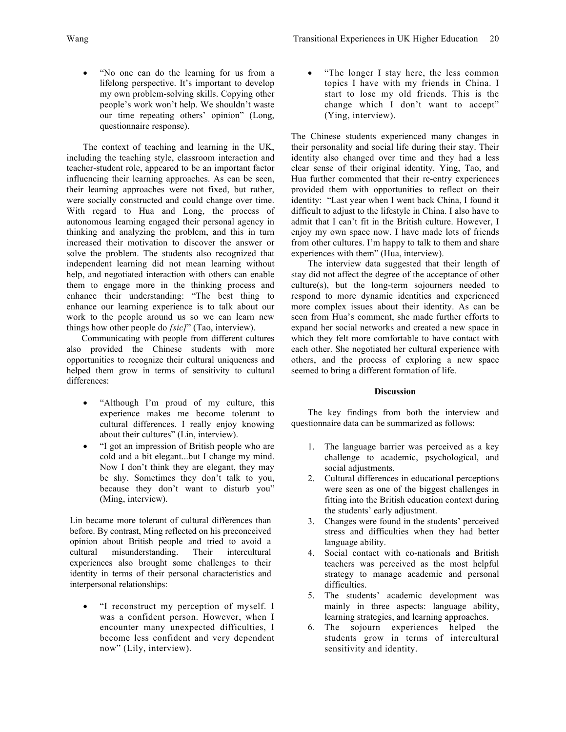- "No one can do the learning for us from a lifelong perspective. It's important to develop my own problem-solving skills. Copying other people's work won't help. We shouldn't waste our time repeating others' opinion" (Long, questionnaire response).

The context of teaching and learning in the UK, including the teaching style, classroom interaction and teacher-student role, appeared to be an important factor influencing their learning approaches. As can be seen, their learning approaches were not fixed, but rather, were socially constructed and could change over time. With regard to Hua and Long, the process of autonomous learning engaged their personal agency in thinking and analyzing the problem, and this in turn increased their motivation to discover the answer or solve the problem. The students also recognized that independent learning did not mean learning without help, and negotiated interaction with others can enable them to engage more in the thinking process and enhance their understanding: "The best thing to enhance our learning experience is to talk about our work to the people around us so we can learn new things how other people do *[sic]*" (Tao, interview).

Communicating with people from different cultures also provided the Chinese students with more opportunities to recognize their cultural uniqueness and helped them grow in terms of sensitivity to cultural differences:

- "Although I'm proud of my culture, this experience makes me become tolerant to cultural differences. I really enjoy knowing about their cultures" (Lin, interview).
- "I got an impression of British people who are cold and a bit elegant...but I change my mind. Now I don't think they are elegant, they may be shy. Sometimes they don't talk to you, because they don't want to disturb you" (Ming, interview).

Lin became more tolerant of cultural differences than before. By contrast, Ming reflected on his preconceived opinion about British people and tried to avoid a cultural misunderstanding. Their intercultural experiences also brought some challenges to their identity in terms of their personal characteristics and interpersonal relationships:

- "I reconstruct my perception of myself. I was a confident person. However, when I encounter many unexpected difficulties, I become less confident and very dependent now" (Lily, interview).
- "The longer I stay here, the less common topics I have with my friends in China. I start to lose my old friends. This is the change which I don't want to accept" (Ying, interview).

The Chinese students experienced many changes in their personality and social life during their stay. Their identity also changed over time and they had a less clear sense of their original identity. Ying, Tao, and Hua further commented that their re-entry experiences provided them with opportunities to reflect on their identity: "Last year when I went back China, I found it difficult to adjust to the lifestyle in China. I also have to admit that I can't fit in the British culture. However, I enjoy my own space now. I have made lots of friends from other cultures. I'm happy to talk to them and share experiences with them" (Hua, interview).

The interview data suggested that their length of stay did not affect the degree of the acceptance of other culture(s), but the long-term sojourners needed to respond to more dynamic identities and experienced more complex issues about their identity. As can be seen from Hua's comment, she made further efforts to expand her social networks and created a new space in which they felt more comfortable to have contact with each other. She negotiated her cultural experience with others, and the process of exploring a new space seemed to bring a different formation of life.

## Discussion

The key findings from both the interview and questionnaire data can be summarized as follows:

1. The language barrier was perceived as a key challenge to academic, psychological, and social adjustments.
2. Cultural differences in educational perceptions were seen as one of the biggest challenges in fitting into the British education context during the students' early adjustment.
3. Changes were found in the students' perceived stress and difficulties when they had better language ability.
4. Social contact with co-nationals and British teachers was perceived as the most helpful strategy to manage academic and personal difficulties.
5. The students' academic development was mainly in three aspects: language ability, learning strategies, and learning approaches.
6. The sojourn experiences helped the students grow in terms of intercultural sensitivity and identity.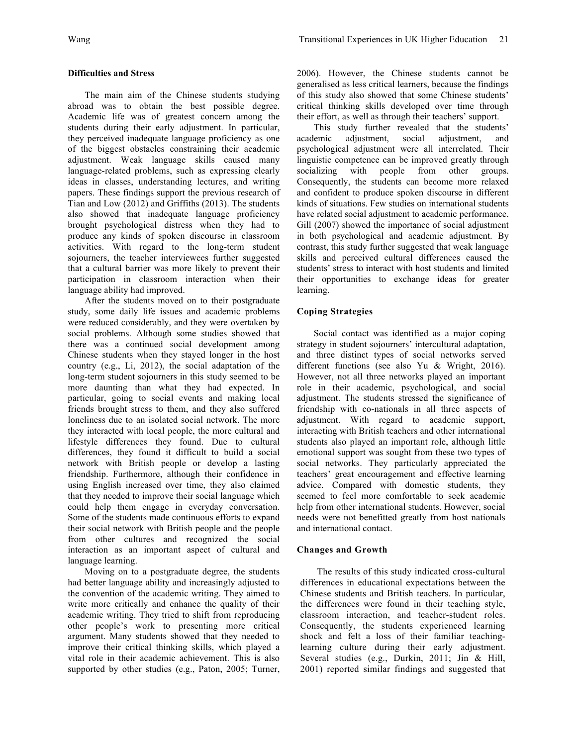### Difficulties and Stress

The main aim of the Chinese students studying abroad was to obtain the best possible degree. Academic life was of greatest concern among the students during their early adjustment. In particular, they perceived inadequate language proficiency as one of the biggest obstacles constraining their academic adjustment. Weak language skills caused many language-related problems, such as expressing clearly ideas in classes, understanding lectures, and writing papers. These findings support the previous research of Tian and Low (2012) and Griffiths (2013). The students also showed that inadequate language proficiency brought psychological distress when they had to produce any kinds of spoken discourse in classroom activities. With regard to the long-term student sojourners, the teacher interviewees further suggested that a cultural barrier was more likely to prevent their participation in classroom interaction when their language ability had improved.

After the students moved on to their postgraduate study, some daily life issues and academic problems were reduced considerably, and they were overtaken by social problems. Although some studies showed that there was a continued social development among Chinese students when they stayed longer in the host country (e.g., Li, 2012), the social adaptation of the long-term student sojourners in this study seemed to be more daunting than what they had expected. In particular, going to social events and making local friends brought stress to them, and they also suffered loneliness due to an isolated social network. The more they interacted with local people, the more cultural and lifestyle differences they found. Due to cultural differences, they found it difficult to build a social network with British people or develop a lasting friendship. Furthermore, although their confidence in using English increased over time, they also claimed that they needed to improve their social language which could help them engage in everyday conversation. Some of the students made continuous efforts to expand their social network with British people and the people from other cultures and recognized the social interaction as an important aspect of cultural and language learning.

Moving on to a postgraduate degree, the students had better language ability and increasingly adjusted to the convention of the academic writing. They aimed to write more critically and enhance the quality of their academic writing. They tried to shift from reproducing other people's work to presenting more critical argument. Many students showed that they needed to improve their critical thinking skills, which played a vital role in their academic achievement. This is also supported by other studies (e.g., Paton, 2005; Turner, 2006). However, the Chinese students cannot be generalised as less critical learners, because the findings of this study also showed that some Chinese students' critical thinking skills developed over time through their effort, as well as through their teachers' support.

This study further revealed that the students' academic adjustment, social adjustment, and psychological adjustment were all interrelated. Their linguistic competence can be improved greatly through socializing with people from other groups. Consequently, the students can become more relaxed and confident to produce spoken discourse in different kinds of situations. Few studies on international students have related social adjustment to academic performance. Gill (2007) showed the importance of social adjustment in both psychological and academic adjustment. By contrast, this study further suggested that weak language skills and perceived cultural differences caused the students' stress to interact with host students and limited their opportunities to exchange ideas for greater learning.

### Coping Strategies

Social contact was identified as a major coping strategy in student sojourners' intercultural adaptation, and three distinct types of social networks served different functions (see also Yu & Wright, 2016). However, not all three networks played an important role in their academic, psychological, and social adjustment. The students stressed the significance of friendship with co-nationals in all three aspects of adjustment. With regard to academic support, interacting with British teachers and other international students also played an important role, although little emotional support was sought from these two types of social networks. They particularly appreciated the teachers' great encouragement and effective learning advice. Compared with domestic students, they seemed to feel more comfortable to seek academic help from other international students. However, social needs were not benefitted greatly from host nationals and international contact.

### Changes and Growth

The results of this study indicated cross-cultural differences in educational expectations between the Chinese students and British teachers. In particular, the differences were found in their teaching style, classroom interaction, and teacher-student roles. Consequently, the students experienced learning shock and felt a loss of their familiar teaching-learning culture during their early adjustment. Several studies (e.g., Durkin, 2011; Jin & Hill, 2001) reported similar findings and suggested that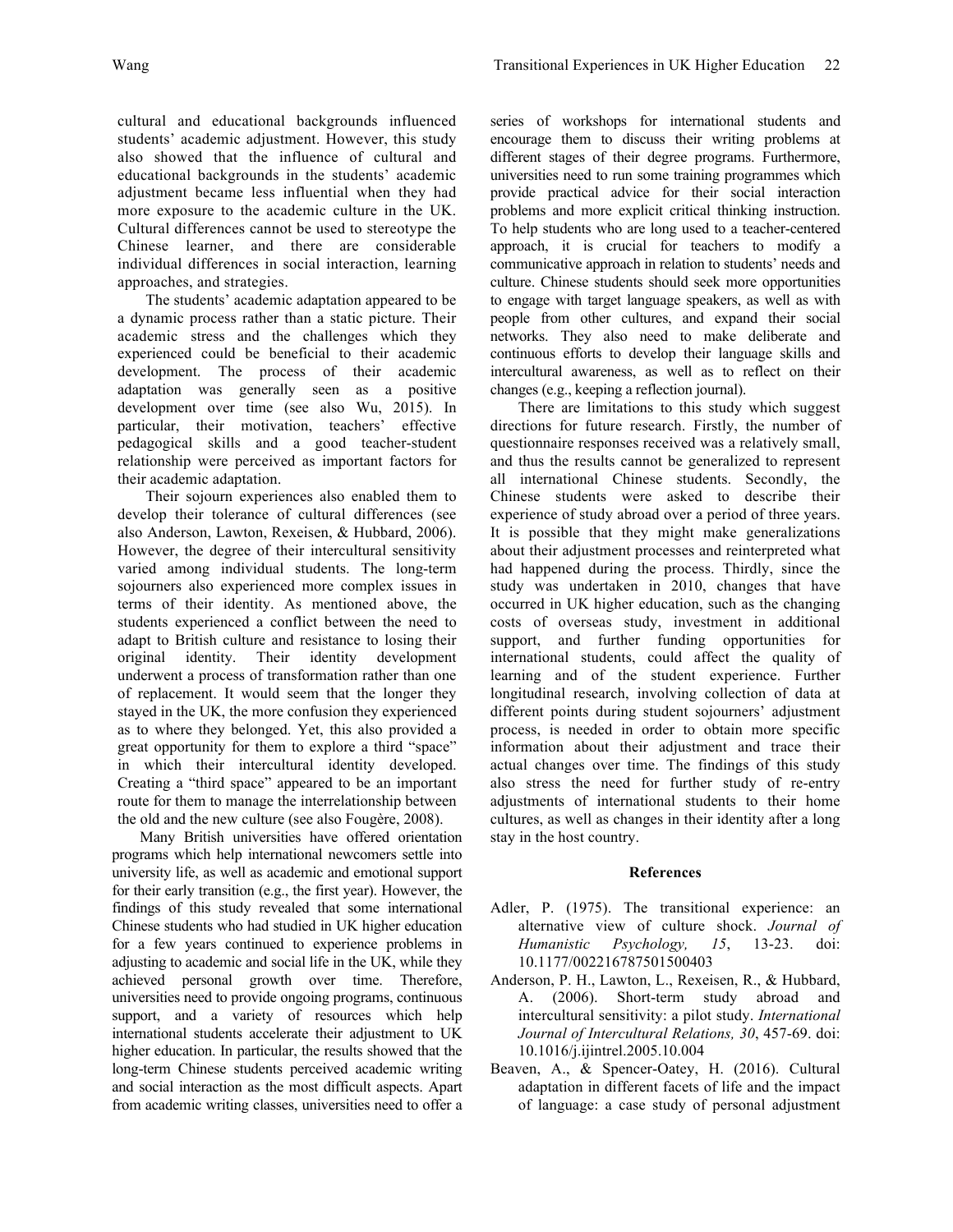cultural and educational backgrounds influenced students' academic adjustment. However, this study also showed that the influence of cultural and educational backgrounds in the students' academic adjustment became less influential when they had more exposure to the academic culture in the UK. Cultural differences cannot be used to stereotype the Chinese learner, and there are considerable individual differences in social interaction, learning approaches, and strategies.

The students' academic adaptation appeared to be a dynamic process rather than a static picture. Their academic stress and the challenges which they experienced could be beneficial to their academic development. The process of their academic adaptation was generally seen as a positive development over time (see also Wu, 2015). In particular, their motivation, teachers' effective pedagogical skills and a good teacher-student relationship were perceived as important factors for their academic adaptation.

Their sojourn experiences also enabled them to develop their tolerance of cultural differences (see also Anderson, Lawton, Rexeisen, & Hubbard, 2006). However, the degree of their intercultural sensitivity varied among individual students. The long-term sojourners also experienced more complex issues in terms of their identity. As mentioned above, the students experienced a conflict between the need to adapt to British culture and resistance to losing their original identity. Their identity development underwent a process of transformation rather than one of replacement. It would seem that the longer they stayed in the UK, the more confusion they experienced as to where they belonged. Yet, this also provided a great opportunity for them to explore a third "space" in which their intercultural identity developed. Creating a "third space" appeared to be an important route for them to manage the interrelationship between the old and the new culture (see also Fougère, 2008).

Many British universities have offered orientation programs which help international newcomers settle into university life, as well as academic and emotional support for their early transition (e.g., the first year). However, the findings of this study revealed that some international Chinese students who had studied in UK higher education for a few years continued to experience problems in adjusting to academic and social life in the UK, while they achieved personal growth over time. Therefore, universities need to provide ongoing programs, continuous support, and a variety of resources which help international students accelerate their adjustment to UK higher education. In particular, the results showed that the long-term Chinese students perceived academic writing and social interaction as the most difficult aspects. Apart from academic writing classes, universities need to offer a series of workshops for international students and encourage them to discuss their writing problems at different stages of their degree programs. Furthermore, universities need to run some training programmes which provide practical advice for their social interaction problems and more explicit critical thinking instruction. To help students who are long used to a teacher-centered approach, it is crucial for teachers to modify a communicative approach in relation to students' needs and culture. Chinese students should seek more opportunities to engage with target language speakers, as well as with people from other cultures, and expand their social networks. They also need to make deliberate and continuous efforts to develop their language skills and intercultural awareness, as well as to reflect on their changes (e.g., keeping a reflection journal).

There are limitations to this study which suggest directions for future research. Firstly, the number of questionnaire responses received was a relatively small, and thus the results cannot be generalized to represent all international Chinese students. Secondly, the Chinese students were asked to describe their experience of study abroad over a period of three years. It is possible that they might make generalizations about their adjustment processes and reinterpreted what had happened during the process. Thirdly, since the study was undertaken in 2010, changes that have occurred in UK higher education, such as the changing costs of overseas study, investment in additional support, and further funding opportunities for international students, could affect the quality of learning and of the student experience. Further longitudinal research, involving collection of data at different points during student sojourners' adjustment process, is needed in order to obtain more specific information about their adjustment and trace their actual changes over time. The findings of this study also stress the need for further study of re-entry adjustments of international students to their home cultures, as well as changes in their identity after a long stay in the host country.

## References

Adler, P. (1975). The transitional experience: an alternative view of culture shock. *Journal of Humanistic Psychology, 15*, 13-23. doi: 10.1177/002216787501500403

Anderson, P. H., Lawton, L., Rexeisen, R., & Hubbard, A. (2006). Short-term study abroad and intercultural sensitivity: a pilot study. *International Journal of Intercultural Relations, 30*, 457-69. doi: 10.1016/j.ijintrel.2005.10.004

Beaven, A., & Spencer-Oatey, H. (2016). Cultural adaptation in different facets of life and the impact of language: a case study of personal adjustment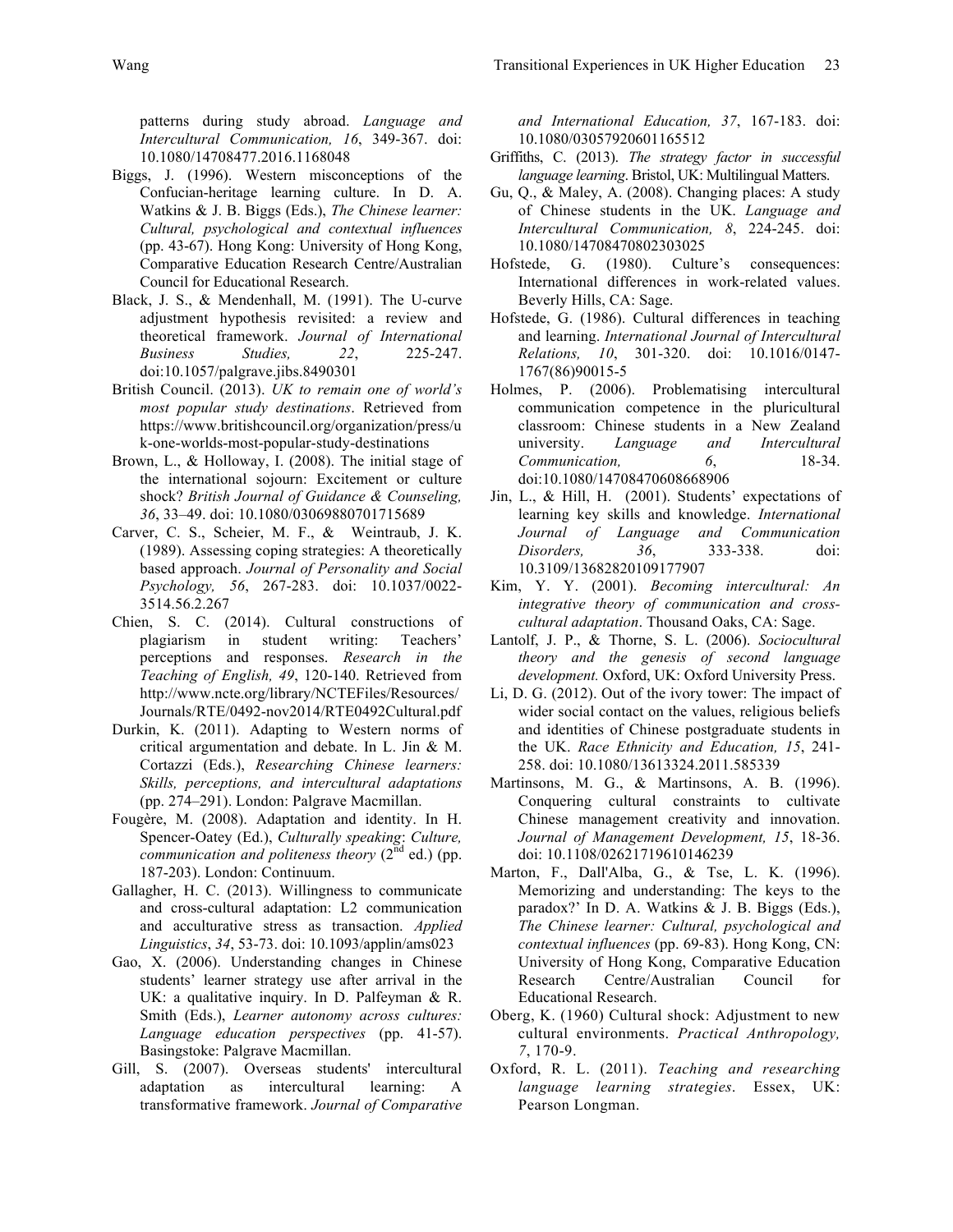patterns during study abroad. *Language and Intercultural Communication, 16*, 349-367. doi: 10.1080/14708477.2016.1168048

Biggs, J. (1996). Western misconceptions of the Confucian-heritage learning culture. In D. A. Watkins & J. B. Biggs (Eds.), *The Chinese learner: Cultural, psychological and contextual influences* (pp. 43-67). Hong Kong: University of Hong Kong, Comparative Education Research Centre/Australian Council for Educational Research.

Black, J. S., & Mendenhall, M. (1991). The U-curve adjustment hypothesis revisited: a review and theoretical framework. *Journal of International Business Studies, 22*, 225-247. doi:10.1057/palgrave.jibs.8490301

British Council. (2013). *UK to remain one of world's most popular study destinations*. Retrieved from https://www.britishcouncil.org/organization/press/uk-one-worlds-most-popular-study-destinations

Brown, L., & Holloway, I. (2008). The initial stage of the international sojourn: Excitement or culture shock? *British Journal of Guidance & Counseling, 36*, 33–49. doi: 10.1080/03069880701715689

Carver, C. S., Scheier, M. F., & Weintraub, J. K. (1989). Assessing coping strategies: A theoretically based approach. *Journal of Personality and Social Psychology, 56*, 267-283. doi: 10.1037/0022-3514.56.2.267

Chien, S. C. (2014). Cultural constructions of plagiarism in student writing: Teachers' perceptions and responses. *Research in the Teaching of English, 49*, 120-140. Retrieved from http://www.ncte.org/library/NCTEFiles/Resources/Journals/RTE/0492-nov2014/RTE0492Cultural.pdf

Durkin, K. (2011). Adapting to Western norms of critical argumentation and debate. In L. Jin & M. Cortazzi (Eds.), *Researching Chinese learners: Skills, perceptions, and intercultural adaptations* (pp. 274–291). London: Palgrave Macmillan.

Fougère, M. (2008). Adaptation and identity. In H. Spencer-Oatey (Ed.), *Culturally speaking*: *Culture, communication and politeness theory* (2nd ed.) (pp. 187-203). London: Continuum.

Gallagher, H. C. (2013). Willingness to communicate and cross-cultural adaptation: L2 communication and acculturative stress as transaction. *Applied Linguistics*, *34*, 53-73. doi: 10.1093/applin/ams023

Gao, X. (2006). Understanding changes in Chinese students' learner strategy use after arrival in the UK: a qualitative inquiry. In D. Palfeyman & R. Smith (Eds.), *Learner autonomy across cultures: Language education perspectives* (pp. 41-57). Basingstoke: Palgrave Macmillan.

Gill, S. (2007). Overseas students' intercultural adaptation as intercultural learning: A transformative framework. *Journal of Comparative and International Education, 37*, 167-183. doi: 10.1080/03057920601165512

Griffiths, C. (2013). *The strategy factor in successful language learning*. Bristol, UK: Multilingual Matters.

Gu, Q., & Maley, A. (2008). Changing places: A study of Chinese students in the UK. *Language and Intercultural Communication, 8*, 224-245. doi: 10.1080/14708470802303025

Hofstede, G. (1980). Culture's consequences: International differences in work-related values. Beverly Hills, CA: Sage.

Hofstede, G. (1986). Cultural differences in teaching and learning. *International Journal of Intercultural Relations, 10*, 301-320. doi: 10.1016/0147-1767(86)90015-5

Holmes, P. (2006). Problematising intercultural communication competence in the pluricultural classroom: Chinese students in a New Zealand university. *Language and Intercultural Communication, 6*, 18-34. doi:10.1080/14708470608668906

Jin, L., & Hill, H. (2001). Students' expectations of learning key skills and knowledge. *International Journal of Language and Communication Disorders, 36*, 333-338. doi: 10.3109/13682820109177907

Kim, Y. Y. (2001). *Becoming intercultural: An integrative theory of communication and cross-cultural adaptation*. Thousand Oaks, CA: Sage.

Lantolf, J. P., & Thorne, S. L. (2006). *Sociocultural theory and the genesis of second language development.* Oxford, UK: Oxford University Press.

Li, D. G. (2012). Out of the ivory tower: The impact of wider social contact on the values, religious beliefs and identities of Chinese postgraduate students in the UK. *Race Ethnicity and Education, 15*, 241-258. doi: 10.1080/13613324.2011.585339

Martinsons, M. G., & Martinsons, A. B. (1996). Conquering cultural constraints to cultivate Chinese management creativity and innovation. *Journal of Management Development, 15*, 18-36. doi: 10.1108/02621719610146239

Marton, F., Dall'Alba, G., & Tse, L. K. (1996). Memorizing and understanding: The keys to the paradox?' In D. A. Watkins & J. B. Biggs (Eds.), *The Chinese learner: Cultural, psychological and contextual influences* (pp. 69-83). Hong Kong, CN: University of Hong Kong, Comparative Education Research Centre/Australian Council for Educational Research.

Oberg, K. (1960) Cultural shock: Adjustment to new cultural environments. *Practical Anthropology, 7*, 170-9.

Oxford, R. L. (2011). *Teaching and researching language learning strategies*. Essex, UK: Pearson Longman.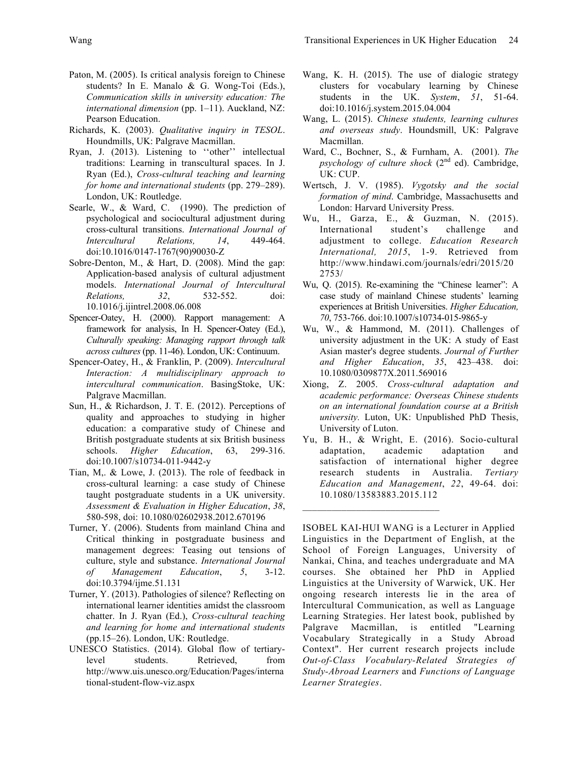Paton, M. (2005). Is critical analysis foreign to Chinese students? In E. Manalo & G. Wong-Toi (Eds.), *Communication skills in university education: The international dimension* (pp. 1–11). Auckland, NZ: Pearson Education.

Richards, K. (2003). *Qualitative inquiry in TESOL*. Houndmills, UK: Palgrave Macmillan.

Ryan, J. (2013). Listening to ''other'' intellectual traditions: Learning in transcultural spaces. In J. Ryan (Ed.), *Cross-cultural teaching and learning for home and international students* (pp. 279–289). London, UK: Routledge.

Searle, W., & Ward, C. (1990). The prediction of psychological and sociocultural adjustment during cross-cultural transitions. *International Journal of Intercultural Relations, 14*, 449-464. doi:10.1016/0147-1767(90)90030-Z

Sobre-Denton, M., & Hart, D. (2008). Mind the gap: Application-based analysis of cultural adjustment models. *International Journal of Intercultural Relations, 32*, 532-552. doi: 10.1016/j.ijintrel.2008.06.008

Spencer-Oatey, H. (2000). Rapport management: A framework for analysis, In H. Spencer-Oatey (Ed.), *Culturally speaking: Managing rapport through talk across cultures* (pp. 11-46). London, UK: Continuum.

Spencer-Oatey, H., & Franklin, P. (2009). *Intercultural Interaction: A multidisciplinary approach to intercultural communication*. BasingStoke, UK: Palgrave Macmillan.

Sun, H., & Richardson, J. T. E. (2012). Perceptions of quality and approaches to studying in higher education: a comparative study of Chinese and British postgraduate students at six British business schools. *Higher Education*, 63, 299-316. doi:10.1007/s10734-011-9442-y

Tian, M,. & Lowe, J. (2013). The role of feedback in cross-cultural learning: a case study of Chinese taught postgraduate students in a UK university. *Assessment & Evaluation in Higher Education*, *38*, 580-598, doi: 10.1080/02602938.2012.670196

Turner, Y. (2006). Students from mainland China and Critical thinking in postgraduate business and management degrees: Teasing out tensions of culture, style and substance. *International Journal of Management Education*, *5*, 3-12. doi:10.3794/ijme.51.131

Turner, Y. (2013). Pathologies of silence? Reflecting on international learner identities amidst the classroom chatter. In J. Ryan (Ed.), *Cross-cultural teaching and learning for home and international students* (pp.15–26). London, UK: Routledge.

UNESCO Statistics. (2014). Global flow of tertiary-level students. Retrieved, from http://www.uis.unesco.org/Education/Pages/international-student-flow-viz.aspx

Wang, K. H. (2015). The use of dialogic strategy clusters for vocabulary learning by Chinese students in the UK. *System*, *51*, 51-64. doi:10.1016/j.system.2015.04.004

Wang, L. (2015). *Chinese students, learning cultures and overseas study*. Houndsmill, UK: Palgrave Macmillan.

Ward, C., Bochner, S., & Furnham, A. (2001). *The psychology of culture shock* (2nd ed). Cambridge, UK: CUP.

Wertsch, J. V. (1985). *Vygotsky and the social formation of mind*. Cambridge, Massachusetts and London: Harvard University Press.

Wu, H., Garza, E., & Guzman, N. (2015). International student's challenge and adjustment to college. *Education Research International, 2015*, 1-9. Retrieved from http://www.hindawi.com/journals/edri/2015/202753/

Wu, Q. (2015). Re-examining the "Chinese learner": A case study of mainland Chinese students' learning experiences at British Universities. *Higher Education, 70*, 753-766. doi:10.1007/s10734-015-9865-y

Wu, W., & Hammond, M. (2011). Challenges of university adjustment in the UK: A study of East Asian master's degree students. *Journal of Further and Higher Education*, *35*, 423–438. doi: 10.1080/0309877X.2011.569016

Xiong, Z. 2005. *Cross-cultural adaptation and academic performance: Overseas Chinese students on an international foundation course at a British university.* Luton, UK: Unpublished PhD Thesis, University of Luton.

Yu, B. H., & Wright, E. (2016). Socio-cultural adaptation, academic adaptation and satisfaction of international higher degree research students in Australia. *Tertiary Education and Management*, *22*, 49-64. doi: 10.1080/13583883.2015.112

---

ISOBEL KAI-HUI WANG is a Lecturer in Applied Linguistics in the Department of English, at the School of Foreign Languages, University of Nankai, China, and teaches undergraduate and MA courses. She obtained her PhD in Applied Linguistics at the University of Warwick, UK. Her ongoing research interests lie in the area of Intercultural Communication, as well as Language Learning Strategies. Her latest book, published by Palgrave Macmillan, is entitled "Learning Vocabulary Strategically in a Study Abroad Context". Her current research projects include *Out-of-Class Vocabulary-Related Strategies of Study-Abroad Learners* and *Functions of Language Learner Strategies*.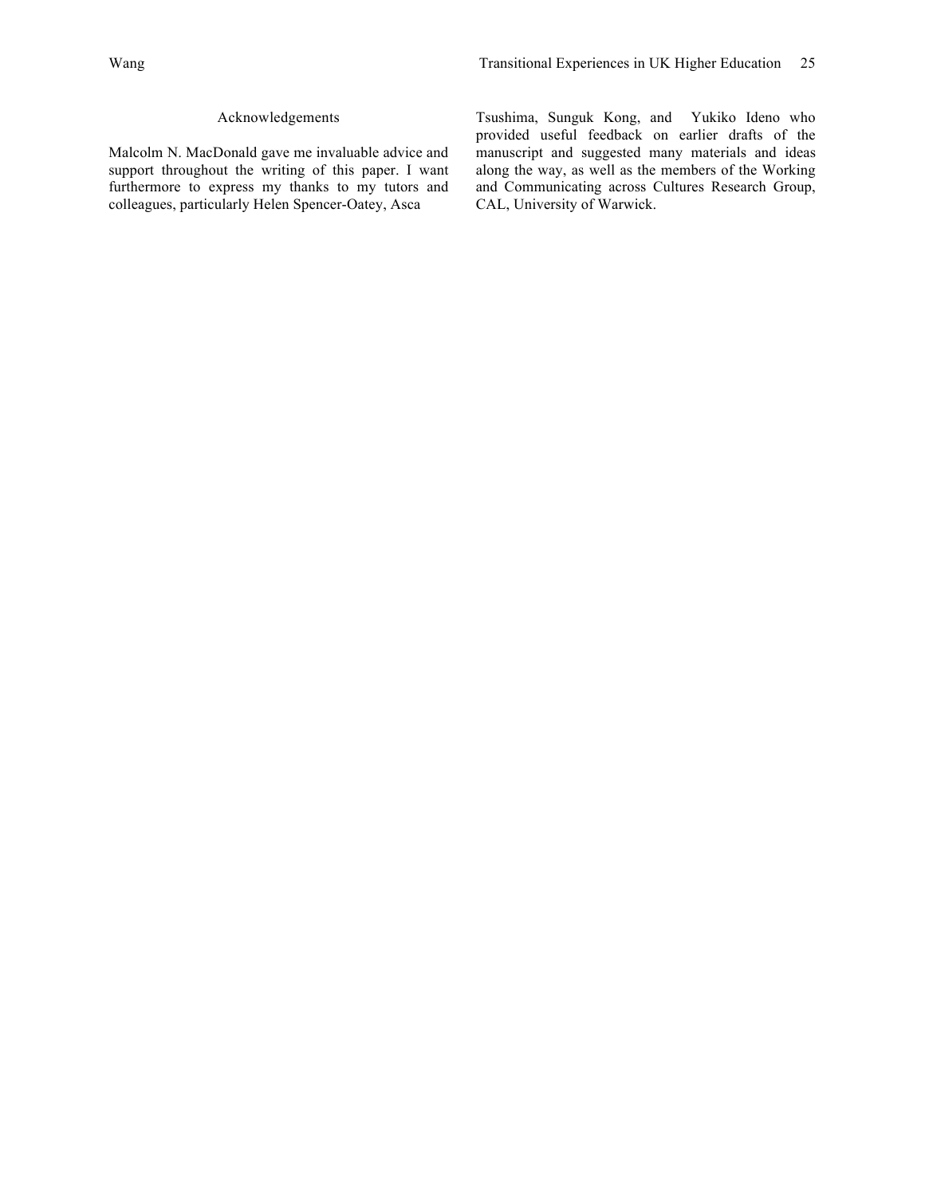## Acknowledgements

Malcolm N. MacDonald gave me invaluable advice and support throughout the writing of this paper. I want furthermore to express my thanks to my tutors and colleagues, particularly Helen Spencer-Oatey, Asca Tsushima, Sunguk Kong, and Yukiko Ideno who provided useful feedback on earlier drafts of the manuscript and suggested many materials and ideas along the way, as well as the members of the Working and Communicating across Cultures Research Group, CAL, University of Warwick.